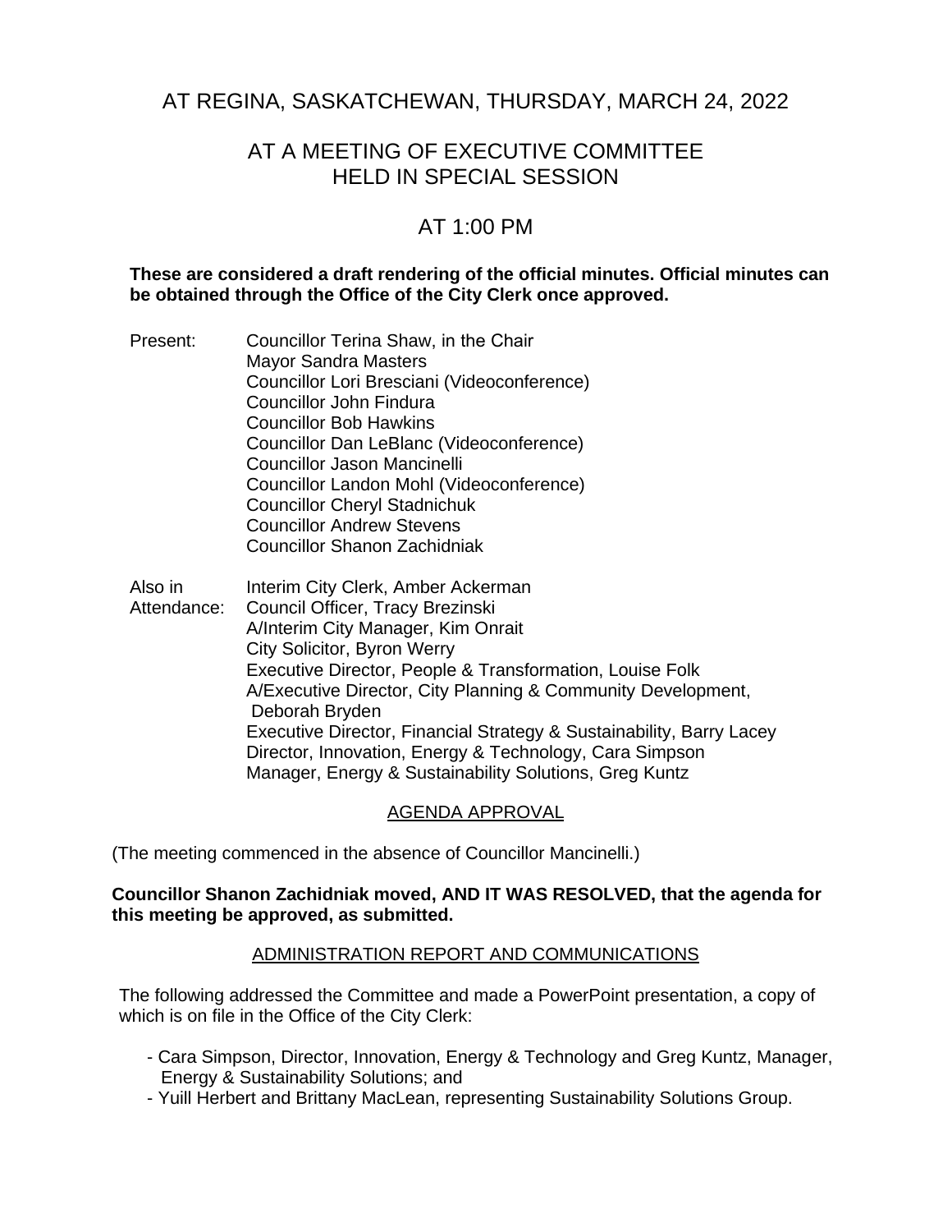# AT REGINA, SASKATCHEWAN, THURSDAY, MARCH 24, 2022

## AT A MEETING OF EXECUTIVE COMMITTEE HELD IN SPECIAL SESSION

## AT 1:00 PM

**These are considered a draft rendering of the official minutes. Official minutes can be obtained through the Office of the City Clerk once approved.**

| | |
|---|---|
| Present: | Councillor Terina Shaw, in the Chair<br>Mayor Sandra Masters<br>Councillor Lori Bresciani (Videoconference)<br>Councillor John Findura<br>Councillor Bob Hawkins<br>Councillor Dan LeBlanc (Videoconference)<br>Councillor Jason Mancinelli<br>Councillor Landon Mohl (Videoconference)<br>Councillor Cheryl Stadnichuk<br>Councillor Andrew Stevens<br>Councillor Shanon Zachidniak |
| Also in Attendance: | Interim City Clerk, Amber Ackerman<br>Council Officer, Tracy Brezinski<br>A/Interim City Manager, Kim Onrait<br>City Solicitor, Byron Werry<br>Executive Director, People & Transformation, Louise Folk<br>A/Executive Director, City Planning & Community Development, Deborah Bryden<br>Executive Director, Financial Strategy & Sustainability, Barry Lacey<br>Director, Innovation, Energy & Technology, Cara Simpson<br>Manager, Energy & Sustainability Solutions, Greg Kuntz |

### AGENDA APPROVAL

(The meeting commenced in the absence of Councillor Mancinelli.)

**Councillor Shanon Zachidniak moved, AND IT WAS RESOLVED, that the agenda for this meeting be approved, as submitted.**

### ADMINISTRATION REPORT AND COMMUNICATIONS

The following addressed the Committee and made a PowerPoint presentation, a copy of which is on file in the Office of the City Clerk:

- Cara Simpson, Director, Innovation, Energy & Technology and Greg Kuntz, Manager, Energy & Sustainability Solutions; and
- Yuill Herbert and Brittany MacLean, representing Sustainability Solutions Group.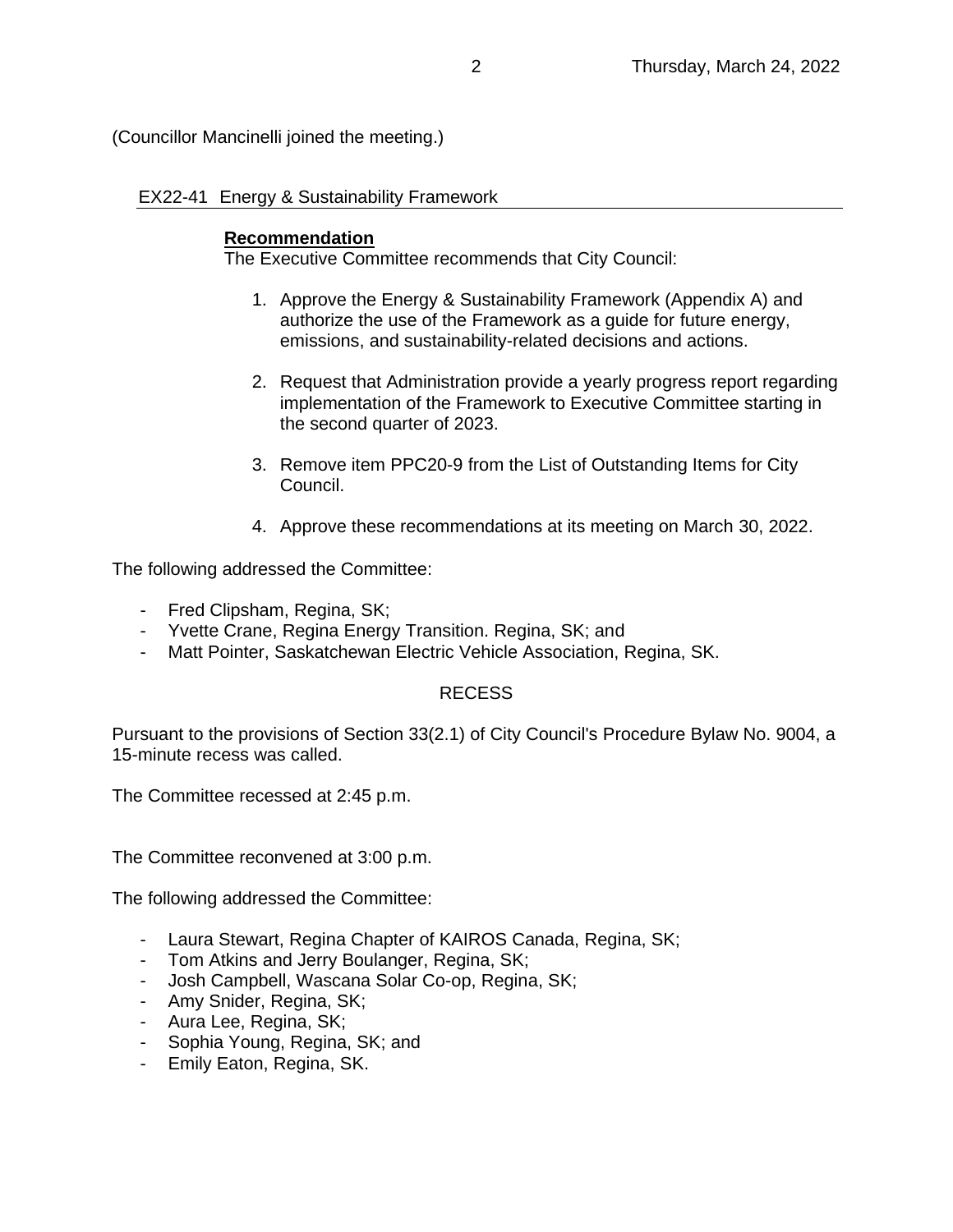(Councillor Mancinelli joined the meeting.)

## EX22-41 Energy & Sustainability Framework

**Recommendation**

The Executive Committee recommends that City Council:

1. Approve the Energy & Sustainability Framework (Appendix A) and authorize the use of the Framework as a guide for future energy, emissions, and sustainability-related decisions and actions.

2. Request that Administration provide a yearly progress report regarding implementation of the Framework to Executive Committee starting in the second quarter of 2023.

3. Remove item PPC20-9 from the List of Outstanding Items for City Council.

4. Approve these recommendations at its meeting on March 30, 2022.

The following addressed the Committee:

- Fred Clipsham, Regina, SK;
- Yvette Crane, Regina Energy Transition. Regina, SK; and
- Matt Pointer, Saskatchewan Electric Vehicle Association, Regina, SK.

RECESS

Pursuant to the provisions of Section 33(2.1) of City Council's Procedure Bylaw No. 9004, a 15-minute recess was called.

The Committee recessed at 2:45 p.m.

The Committee reconvened at 3:00 p.m.

The following addressed the Committee:

- Laura Stewart, Regina Chapter of KAIROS Canada, Regina, SK;
- Tom Atkins and Jerry Boulanger, Regina, SK;
- Josh Campbell, Wascana Solar Co-op, Regina, SK;
- Amy Snider, Regina, SK;
- Aura Lee, Regina, SK;
- Sophia Young, Regina, SK; and
- Emily Eaton, Regina, SK.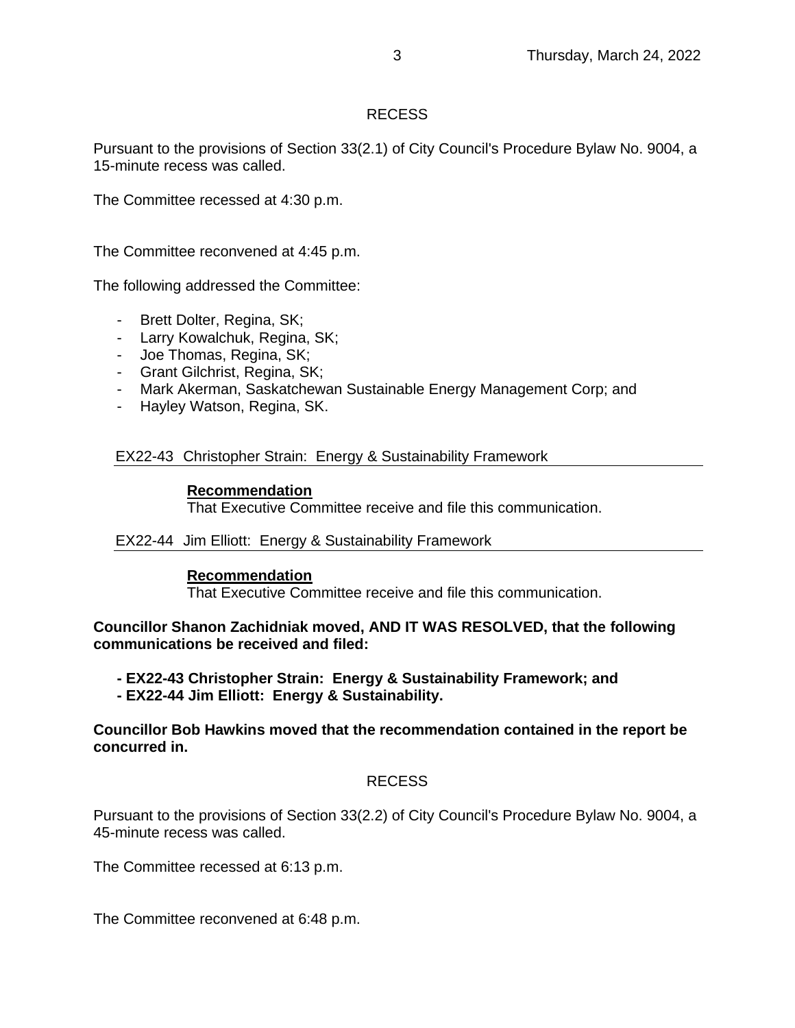## RECESS

Pursuant to the provisions of Section 33(2.1) of City Council's Procedure Bylaw No. 9004, a 15-minute recess was called.

The Committee recessed at 4:30 p.m.

The Committee reconvened at 4:45 p.m.

The following addressed the Committee:

- Brett Dolter, Regina, SK;
- Larry Kowalchuk, Regina, SK;
- Joe Thomas, Regina, SK;
- Grant Gilchrist, Regina, SK;
- Mark Akerman, Saskatchewan Sustainable Energy Management Corp; and
- Hayley Watson, Regina, SK.

EX22-43 Christopher Strain: Energy & Sustainability Framework

**Recommendation**
That Executive Committee receive and file this communication.

EX22-44 Jim Elliott: Energy & Sustainability Framework

**Recommendation**
That Executive Committee receive and file this communication.

**Councillor Shanon Zachidniak moved, AND IT WAS RESOLVED, that the following communications be received and filed:**

**- EX22-43 Christopher Strain: Energy & Sustainability Framework; and**
**- EX22-44 Jim Elliott: Energy & Sustainability.**

**Councillor Bob Hawkins moved that the recommendation contained in the report be concurred in.**

## RECESS

Pursuant to the provisions of Section 33(2.2) of City Council's Procedure Bylaw No. 9004, a 45-minute recess was called.

The Committee recessed at 6:13 p.m.

The Committee reconvened at 6:48 p.m.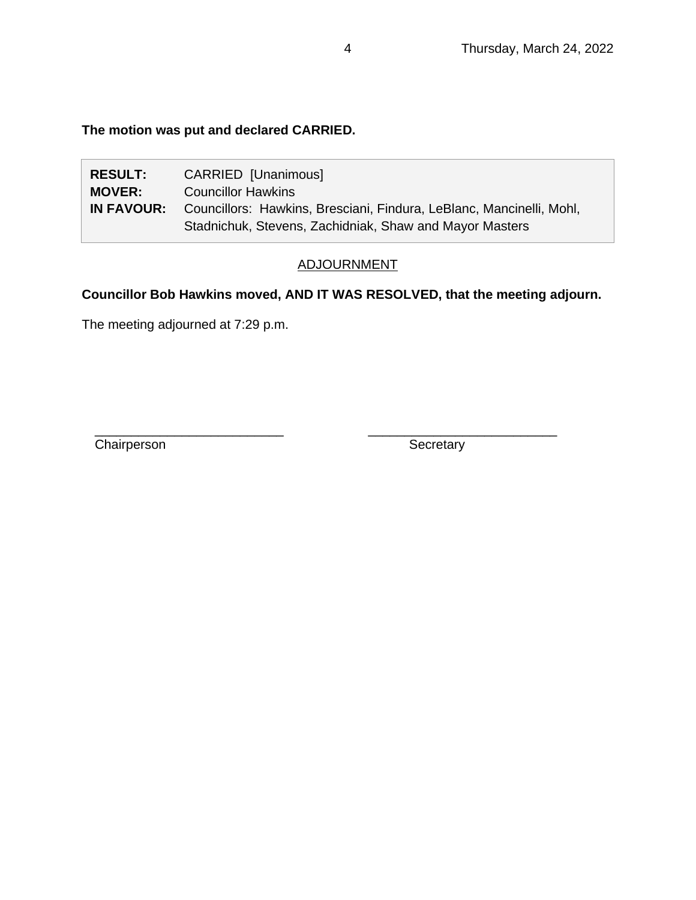**The motion was put and declared CARRIED.**

| | |
|---|---|
| **RESULT:** | CARRIED [Unanimous] |
| **MOVER:** | Councillor Hawkins |
| **IN FAVOUR:** | Councillors: Hawkins, Bresciani, Findura, LeBlanc, Mancinelli, Mohl, Stadnichuk, Stevens, Zachidniak, Shaw and Mayor Masters |

## ADJOURNMENT

**Councillor Bob Hawkins moved, AND IT WAS RESOLVED, that the meeting adjourn.**

The meeting adjourned at 7:29 p.m.

\_\_\_\_\_\_\_\_\_\_\_\_\_\_\_\_\_\_\_\_\_\_\_\_\_\_ Chairperson

\_\_\_\_\_\_\_\_\_\_\_\_\_\_\_\_\_\_\_\_\_\_\_\_\_\_ Secretary